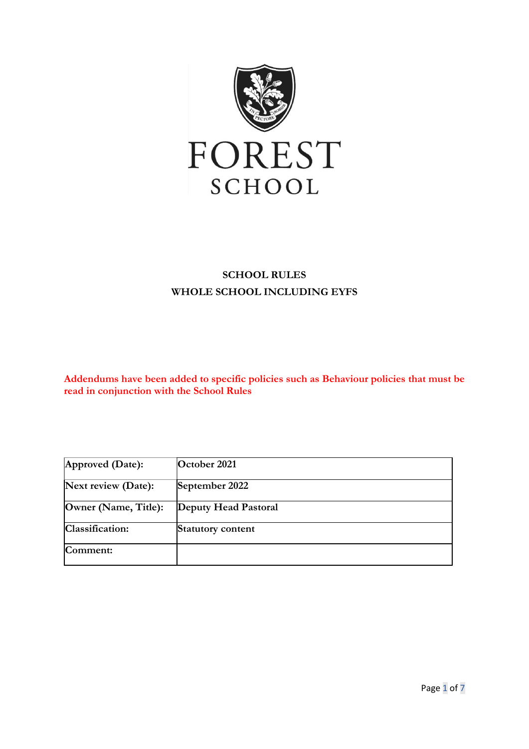# FOREST SCHOOL

## SCHOOL RULES
## WHOLE SCHOOL INCLUDING EYFS

**Addendums have been added to specific policies such as Behaviour policies that must be read in conjunction with the School Rules**

| Approved (Date): | October 2021 |
|---|---|
| Next review (Date): | September 2022 |
| Owner (Name, Title): | Deputy Head Pastoral |
| Classification: | Statutory content |
| Comment: | |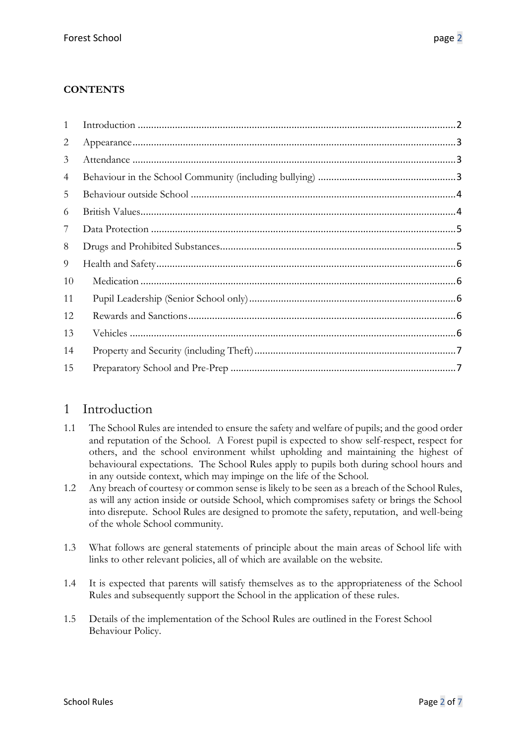**CONTENTS**

| | | |
|---|---|---|
| 1 | Introduction | 2 |
| 2 | Appearance | 3 |
| 3 | Attendance | 3 |
| 4 | Behaviour in the School Community (including bullying) | 3 |
| 5 | Behaviour outside School | 4 |
| 6 | British Values | 4 |
| 7 | Data Protection | 5 |
| 8 | Drugs and Prohibited Substances | 5 |
| 9 | Health and Safety | 6 |
| 10 | Medication | 6 |
| 11 | Pupil Leadership (Senior School only) | 6 |
| 12 | Rewards and Sanctions | 6 |
| 13 | Vehicles | 6 |
| 14 | Property and Security (including Theft) | 7 |
| 15 | Preparatory School and Pre-Prep | 7 |

# 1 Introduction

1.1 The School Rules are intended to ensure the safety and welfare of pupils; and the good order and reputation of the School. A Forest pupil is expected to show self-respect, respect for others, and the school environment whilst upholding and maintaining the highest of behavioural expectations. The School Rules apply to pupils both during school hours and in any outside context, which may impinge on the life of the School.

1.2 Any breach of courtesy or common sense is likely to be seen as a breach of the School Rules, as will any action inside or outside School, which compromises safety or brings the School into disrepute. School Rules are designed to promote the safety, reputation, and well-being of the whole School community.

1.3 What follows are general statements of principle about the main areas of School life with links to other relevant policies, all of which are available on the website.

1.4 It is expected that parents will satisfy themselves as to the appropriateness of the School Rules and subsequently support the School in the application of these rules.

1.5 Details of the implementation of the School Rules are outlined in the Forest School Behaviour Policy.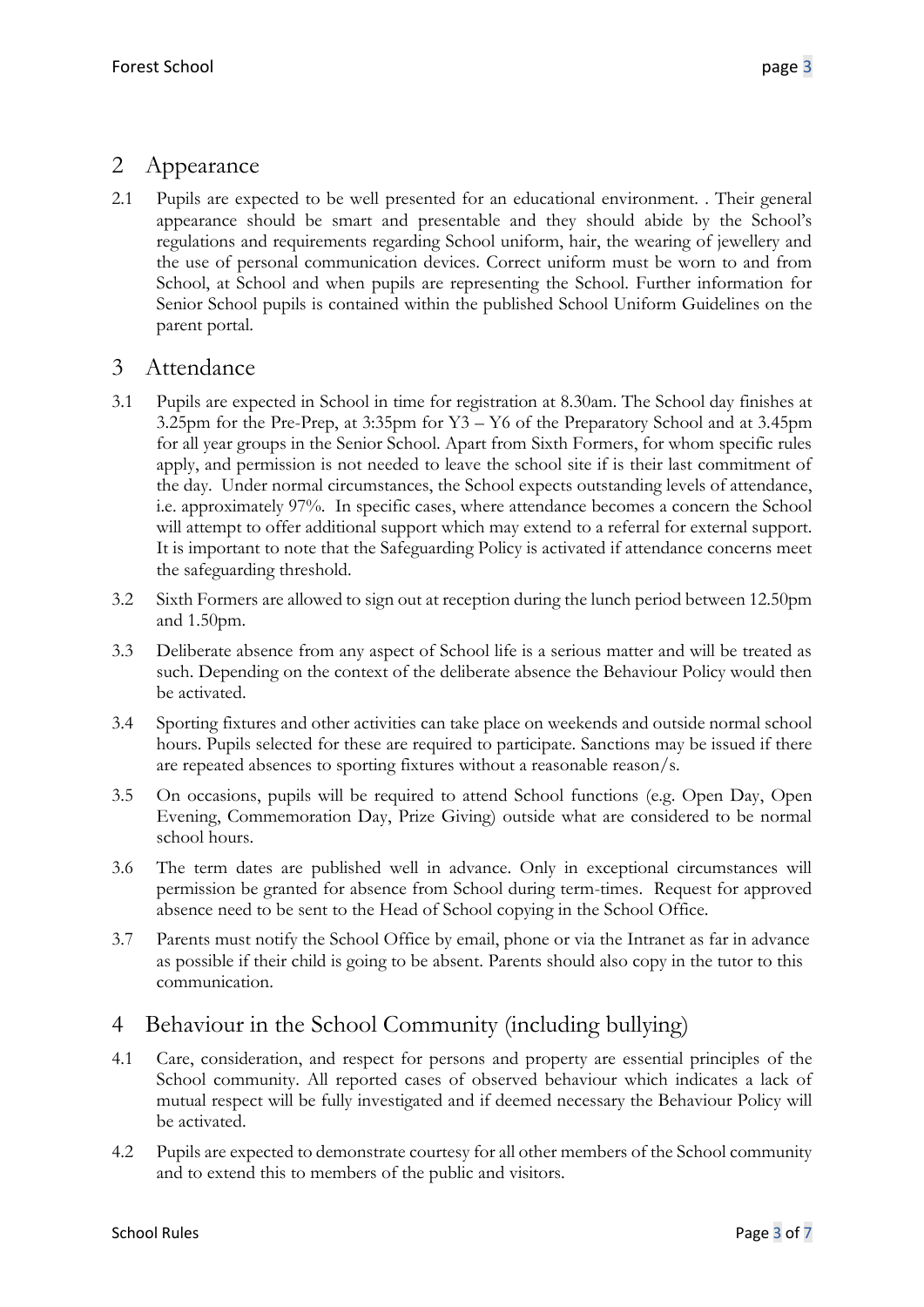## 2 Appearance

2.1 Pupils are expected to be well presented for an educational environment. . Their general appearance should be smart and presentable and they should abide by the School's regulations and requirements regarding School uniform, hair, the wearing of jewellery and the use of personal communication devices. Correct uniform must be worn to and from School, at School and when pupils are representing the School. Further information for Senior School pupils is contained within the published School Uniform Guidelines on the parent portal.

## 3 Attendance

3.1 Pupils are expected in School in time for registration at 8.30am. The School day finishes at 3.25pm for the Pre-Prep, at 3:35pm for Y3 – Y6 of the Preparatory School and at 3.45pm for all year groups in the Senior School. Apart from Sixth Formers, for whom specific rules apply, and permission is not needed to leave the school site if is their last commitment of the day. Under normal circumstances, the School expects outstanding levels of attendance, i.e. approximately 97%. In specific cases, where attendance becomes a concern the School will attempt to offer additional support which may extend to a referral for external support. It is important to note that the Safeguarding Policy is activated if attendance concerns meet the safeguarding threshold.

3.2 Sixth Formers are allowed to sign out at reception during the lunch period between 12.50pm and 1.50pm.

3.3 Deliberate absence from any aspect of School life is a serious matter and will be treated as such. Depending on the context of the deliberate absence the Behaviour Policy would then be activated.

3.4 Sporting fixtures and other activities can take place on weekends and outside normal school hours. Pupils selected for these are required to participate. Sanctions may be issued if there are repeated absences to sporting fixtures without a reasonable reason/s.

3.5 On occasions, pupils will be required to attend School functions (e.g. Open Day, Open Evening, Commemoration Day, Prize Giving) outside what are considered to be normal school hours.

3.6 The term dates are published well in advance. Only in exceptional circumstances will permission be granted for absence from School during term-times. Request for approved absence need to be sent to the Head of School copying in the School Office.

3.7 Parents must notify the School Office by email, phone or via the Intranet as far in advance as possible if their child is going to be absent. Parents should also copy in the tutor to this communication.

## 4 Behaviour in the School Community (including bullying)

4.1 Care, consideration, and respect for persons and property are essential principles of the School community. All reported cases of observed behaviour which indicates a lack of mutual respect will be fully investigated and if deemed necessary the Behaviour Policy will be activated.

4.2 Pupils are expected to demonstrate courtesy for all other members of the School community and to extend this to members of the public and visitors.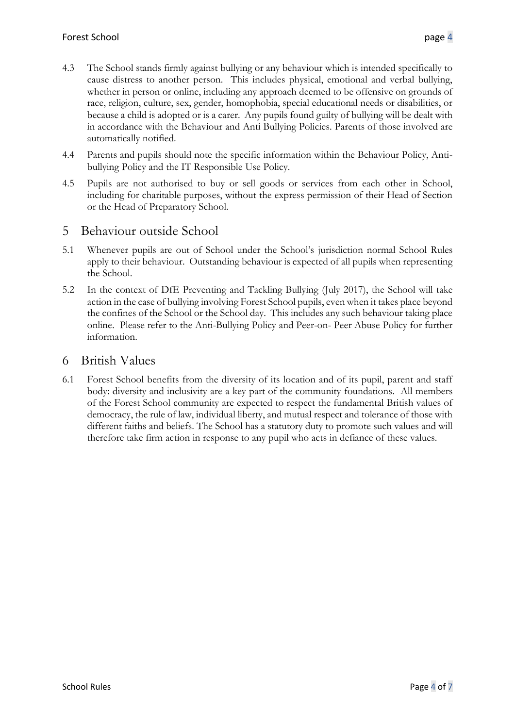4.3 The School stands firmly against bullying or any behaviour which is intended specifically to cause distress to another person. This includes physical, emotional and verbal bullying, whether in person or online, including any approach deemed to be offensive on grounds of race, religion, culture, sex, gender, homophobia, special educational needs or disabilities, or because a child is adopted or is a carer. Any pupils found guilty of bullying will be dealt with in accordance with the Behaviour and Anti Bullying Policies. Parents of those involved are automatically notified.

4.4 Parents and pupils should note the specific information within the Behaviour Policy, Anti-bullying Policy and the IT Responsible Use Policy.

4.5 Pupils are not authorised to buy or sell goods or services from each other in School, including for charitable purposes, without the express permission of their Head of Section or the Head of Preparatory School.

# 5 Behaviour outside School

5.1 Whenever pupils are out of School under the School's jurisdiction normal School Rules apply to their behaviour. Outstanding behaviour is expected of all pupils when representing the School.

5.2 In the context of DfE Preventing and Tackling Bullying (July 2017), the School will take action in the case of bullying involving Forest School pupils, even when it takes place beyond the confines of the School or the School day. This includes any such behaviour taking place online. Please refer to the Anti-Bullying Policy and Peer-on- Peer Abuse Policy for further information.

# 6 British Values

6.1 Forest School benefits from the diversity of its location and of its pupil, parent and staff body: diversity and inclusivity are a key part of the community foundations. All members of the Forest School community are expected to respect the fundamental British values of democracy, the rule of law, individual liberty, and mutual respect and tolerance of those with different faiths and beliefs. The School has a statutory duty to promote such values and will therefore take firm action in response to any pupil who acts in defiance of these values.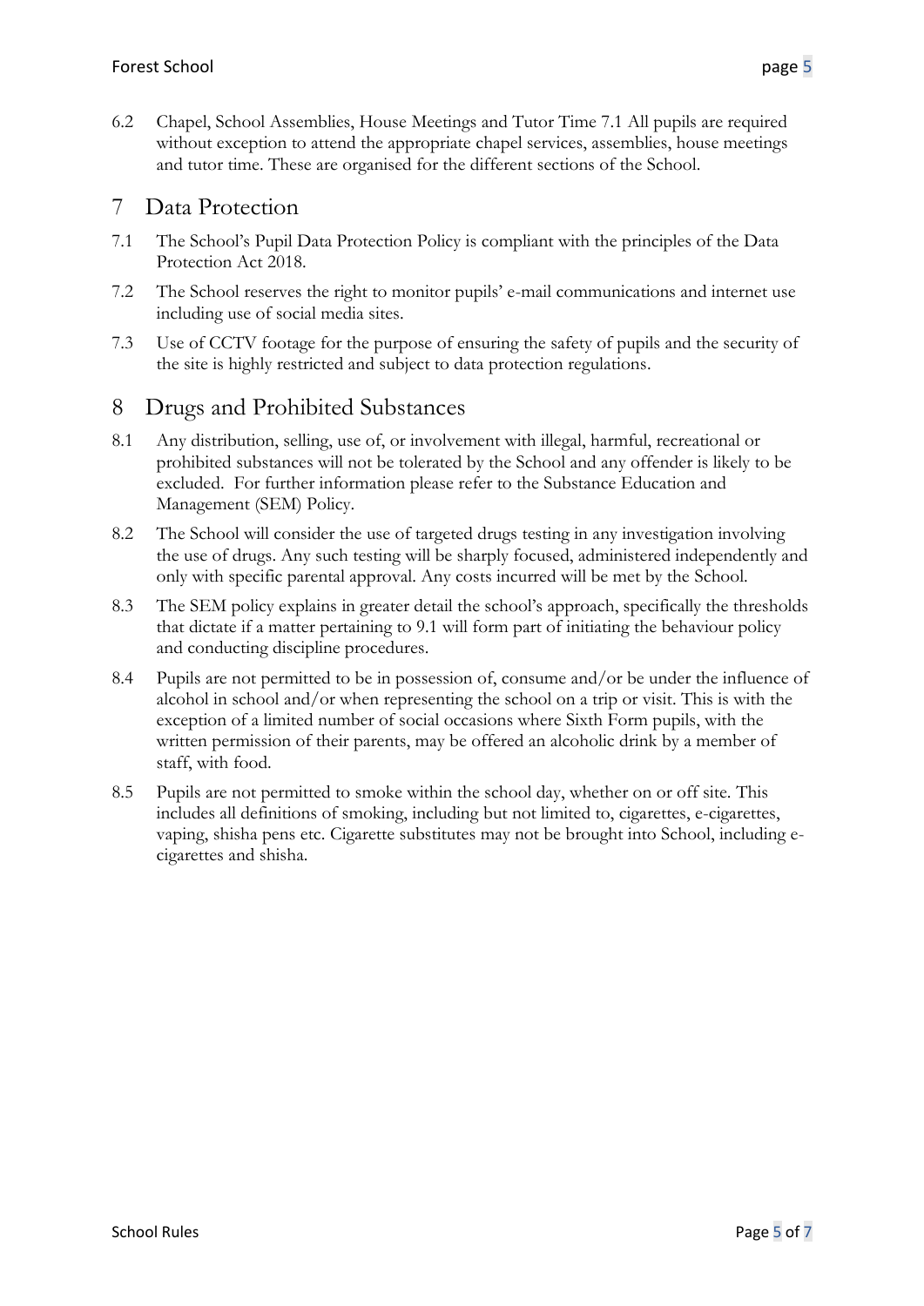6.2 Chapel, School Assemblies, House Meetings and Tutor Time 7.1 All pupils are required without exception to attend the appropriate chapel services, assemblies, house meetings and tutor time. These are organised for the different sections of the School.

## 7 Data Protection

7.1 The School's Pupil Data Protection Policy is compliant with the principles of the Data Protection Act 2018.

7.2 The School reserves the right to monitor pupils' e-mail communications and internet use including use of social media sites.

7.3 Use of CCTV footage for the purpose of ensuring the safety of pupils and the security of the site is highly restricted and subject to data protection regulations.

## 8 Drugs and Prohibited Substances

8.1 Any distribution, selling, use of, or involvement with illegal, harmful, recreational or prohibited substances will not be tolerated by the School and any offender is likely to be excluded. For further information please refer to the Substance Education and Management (SEM) Policy.

8.2 The School will consider the use of targeted drugs testing in any investigation involving the use of drugs. Any such testing will be sharply focused, administered independently and only with specific parental approval. Any costs incurred will be met by the School.

8.3 The SEM policy explains in greater detail the school's approach, specifically the thresholds that dictate if a matter pertaining to 9.1 will form part of initiating the behaviour policy and conducting discipline procedures.

8.4 Pupils are not permitted to be in possession of, consume and/or be under the influence of alcohol in school and/or when representing the school on a trip or visit. This is with the exception of a limited number of social occasions where Sixth Form pupils, with the written permission of their parents, may be offered an alcoholic drink by a member of staff, with food.

8.5 Pupils are not permitted to smoke within the school day, whether on or off site. This includes all definitions of smoking, including but not limited to, cigarettes, e-cigarettes, vaping, shisha pens etc. Cigarette substitutes may not be brought into School, including e-cigarettes and shisha.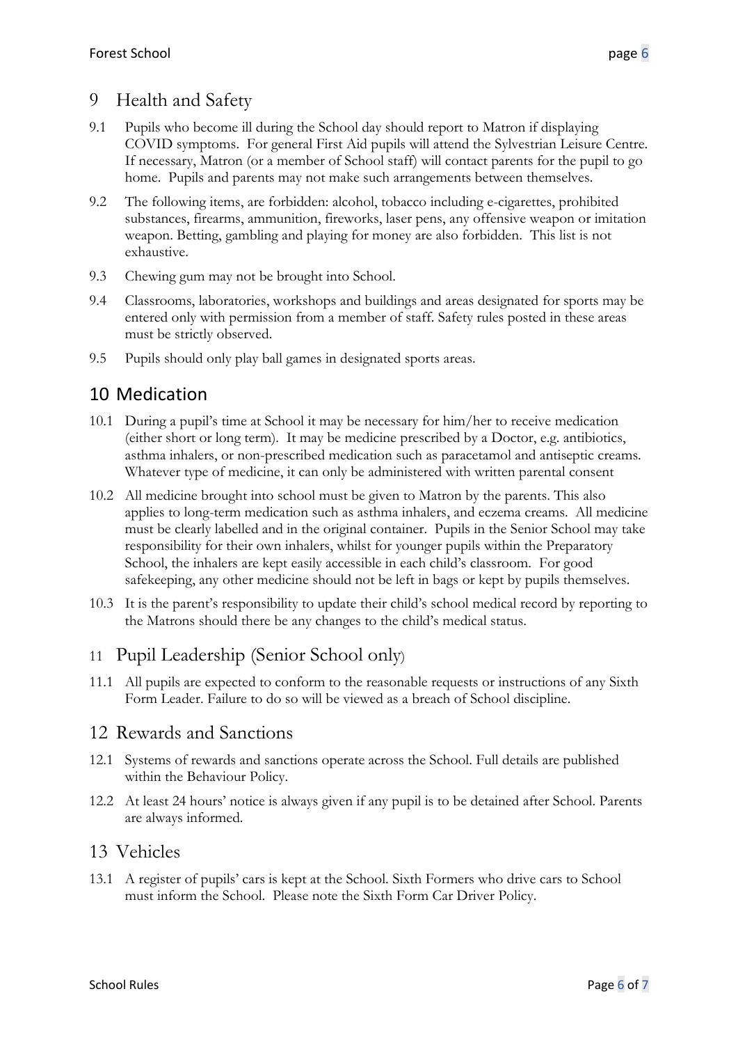## 9 Health and Safety

9.1 Pupils who become ill during the School day should report to Matron if displaying COVID symptoms. For general First Aid pupils will attend the Sylvestrian Leisure Centre. If necessary, Matron (or a member of School staff) will contact parents for the pupil to go home. Pupils and parents may not make such arrangements between themselves.

9.2 The following items, are forbidden: alcohol, tobacco including e-cigarettes, prohibited substances, firearms, ammunition, fireworks, laser pens, any offensive weapon or imitation weapon. Betting, gambling and playing for money are also forbidden. This list is not exhaustive.

9.3 Chewing gum may not be brought into School.

9.4 Classrooms, laboratories, workshops and buildings and areas designated for sports may be entered only with permission from a member of staff. Safety rules posted in these areas must be strictly observed.

9.5 Pupils should only play ball games in designated sports areas.

## 10 Medication

10.1 During a pupil's time at School it may be necessary for him/her to receive medication (either short or long term). It may be medicine prescribed by a Doctor, e.g. antibiotics, asthma inhalers, or non-prescribed medication such as paracetamol and antiseptic creams. Whatever type of medicine, it can only be administered with written parental consent

10.2 All medicine brought into school must be given to Matron by the parents. This also applies to long-term medication such as asthma inhalers, and eczema creams. All medicine must be clearly labelled and in the original container. Pupils in the Senior School may take responsibility for their own inhalers, whilst for younger pupils within the Preparatory School, the inhalers are kept easily accessible in each child's classroom. For good safekeeping, any other medicine should not be left in bags or kept by pupils themselves.

10.3 It is the parent's responsibility to update their child's school medical record by reporting to the Matrons should there be any changes to the child's medical status.

## 11 Pupil Leadership (Senior School only)

11.1 All pupils are expected to conform to the reasonable requests or instructions of any Sixth Form Leader. Failure to do so will be viewed as a breach of School discipline.

## 12 Rewards and Sanctions

12.1 Systems of rewards and sanctions operate across the School. Full details are published within the Behaviour Policy.

12.2 At least 24 hours' notice is always given if any pupil is to be detained after School. Parents are always informed.

## 13 Vehicles

13.1 A register of pupils' cars is kept at the School. Sixth Formers who drive cars to School must inform the School. Please note the Sixth Form Car Driver Policy.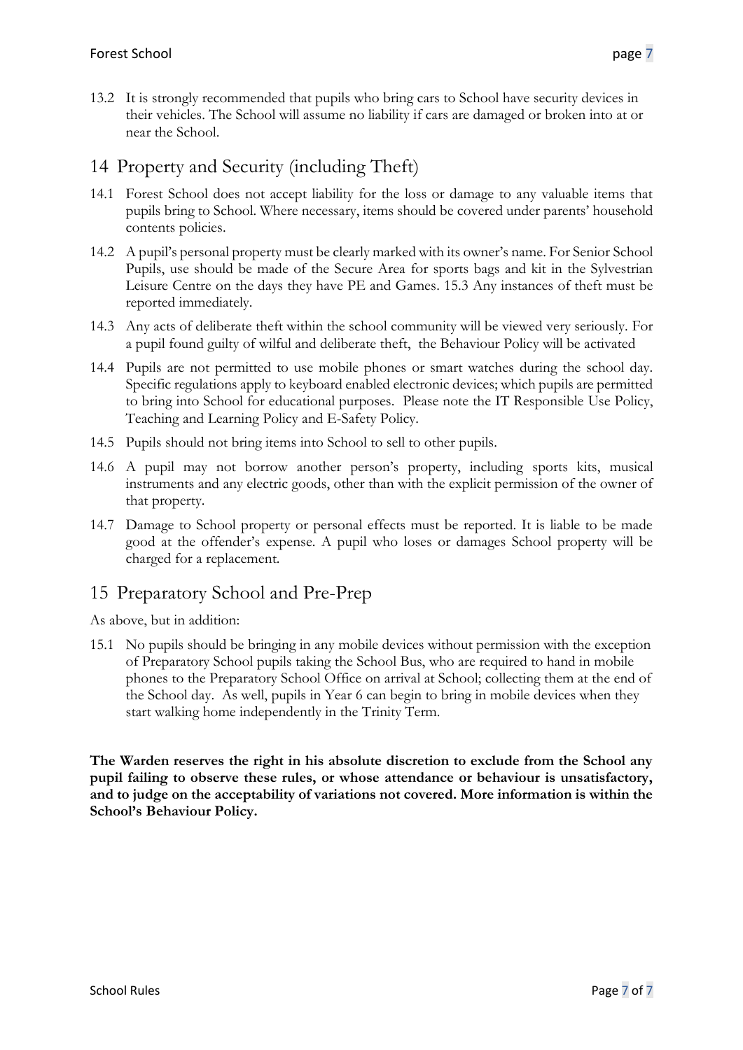13.2 It is strongly recommended that pupils who bring cars to School have security devices in their vehicles. The School will assume no liability if cars are damaged or broken into at or near the School.

## 14 Property and Security (including Theft)

14.1 Forest School does not accept liability for the loss or damage to any valuable items that pupils bring to School. Where necessary, items should be covered under parents' household contents policies.

14.2 A pupil's personal property must be clearly marked with its owner's name. For Senior School Pupils, use should be made of the Secure Area for sports bags and kit in the Sylvestrian Leisure Centre on the days they have PE and Games. 15.3 Any instances of theft must be reported immediately.

14.3 Any acts of deliberate theft within the school community will be viewed very seriously. For a pupil found guilty of wilful and deliberate theft, the Behaviour Policy will be activated

14.4 Pupils are not permitted to use mobile phones or smart watches during the school day. Specific regulations apply to keyboard enabled electronic devices; which pupils are permitted to bring into School for educational purposes. Please note the IT Responsible Use Policy, Teaching and Learning Policy and E-Safety Policy.

14.5 Pupils should not bring items into School to sell to other pupils.

14.6 A pupil may not borrow another person's property, including sports kits, musical instruments and any electric goods, other than with the explicit permission of the owner of that property.

14.7 Damage to School property or personal effects must be reported. It is liable to be made good at the offender's expense. A pupil who loses or damages School property will be charged for a replacement.

## 15 Preparatory School and Pre-Prep

As above, but in addition:

15.1 No pupils should be bringing in any mobile devices without permission with the exception of Preparatory School pupils taking the School Bus, who are required to hand in mobile phones to the Preparatory School Office on arrival at School; collecting them at the end of the School day. As well, pupils in Year 6 can begin to bring in mobile devices when they start walking home independently in the Trinity Term.

**The Warden reserves the right in his absolute discretion to exclude from the School any pupil failing to observe these rules, or whose attendance or behaviour is unsatisfactory, and to judge on the acceptability of variations not covered. More information is within the School's Behaviour Policy.**